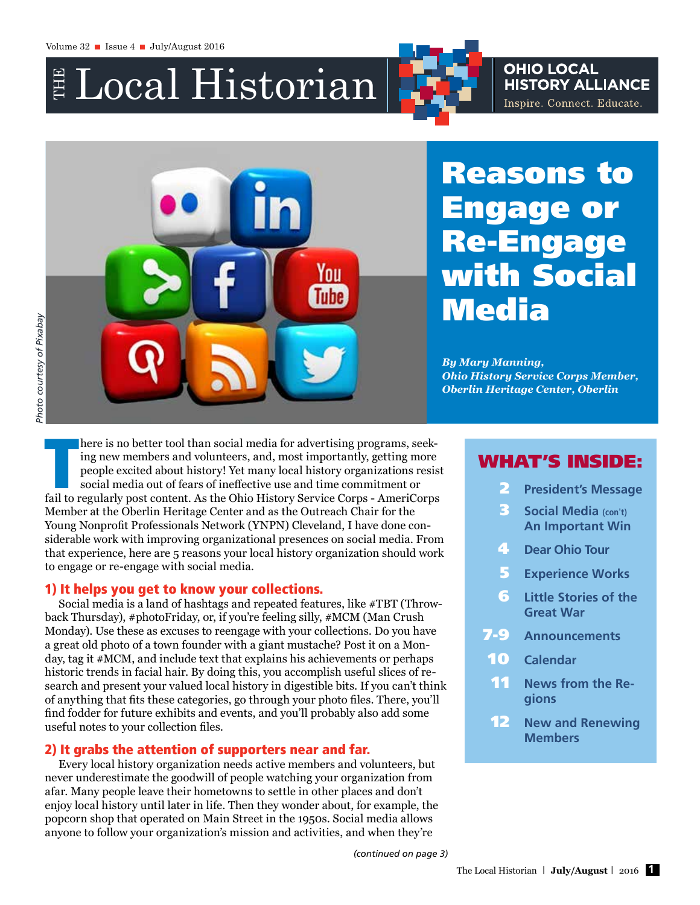# THE Local Historian

OHIO LOCAL HISTORY ALLIANCE
Inspire. Connect. Educate.

Photo courtesy of Pixabay

# Reasons to Engage or Re-Engage with Social Media

*By Mary Manning, Ohio History Service Corps Member, Oberlin Heritage Center, Oberlin*

There is no better tool than social media for advertising programs, seeking new members and volunteers, and, most importantly, getting more people excited about history! Yet many local history organizations resist social media out of fears of ineffective use and time commitment or fail to regularly post content. As the Ohio History Service Corps - AmeriCorps Member at the Oberlin Heritage Center and as the Outreach Chair for the Young Nonprofit Professionals Network (YNPN) Cleveland, I have done considerable work with improving organizational presences on social media. From that experience, here are 5 reasons your local history organization should work to engage or re-engage with social media.

## 1) It helps you get to know your collections.

Social media is a land of hashtags and repeated features, like #TBT (Throwback Thursday), #photoFriday, or, if you're feeling silly, #MCM (Man Crush Monday). Use these as excuses to reengage with your collections. Do you have a great old photo of a town founder with a giant mustache? Post it on a Monday, tag it #MCM, and include text that explains his achievements or perhaps historic trends in facial hair. By doing this, you accomplish useful slices of research and present your valued local history in digestible bits. If you can't think of anything that fits these categories, go through your photo files. There, you'll find fodder for future exhibits and events, and you'll probably also add some useful notes to your collection files.

## 2) It grabs the attention of supporters near and far.

Every local history organization needs active members and volunteers, but never underestimate the goodwill of people watching your organization from afar. Many people leave their hometowns to settle in other places and don't enjoy local history until later in life. Then they wonder about, for example, the popcorn shop that operated on Main Street in the 1950s. Social media allows anyone to follow your organization's mission and activities, and when they're

*(continued on page 3)*

## WHAT'S INSIDE:

- **2** President's Message
- **3** Social Media (con't) An Important Win
- **4** Dear Ohio Tour
- **5** Experience Works
- **6** Little Stories of the Great War
- **7-9** Announcements
- **10** Calendar
- **11** News from the Regions
- **12** New and Renewing Members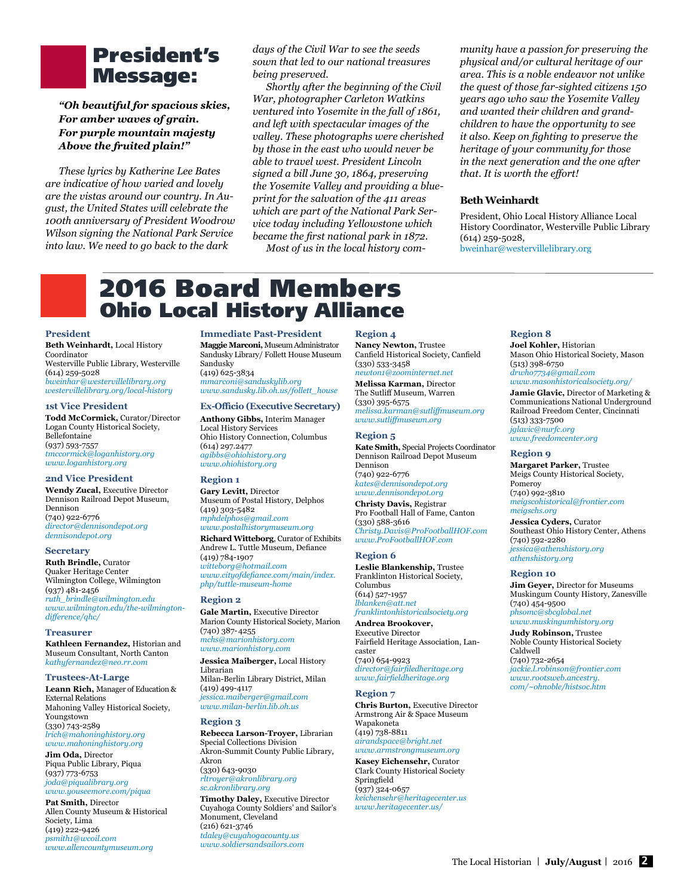# President's Message:

***"Oh beautiful for spacious skies,***
***For amber waves of grain.***
***For purple mountain majesty***
***Above the fruited plain!"***

*These lyrics by Katherine Lee Bates are indicative of how varied and lovely are the vistas around our country. In August, the United States will celebrate the 100th anniversary of President Woodrow Wilson signing the National Park Service into law. We need to go back to the dark days of the Civil War to see the seeds sown that led to our national treasures being preserved.*

*Shortly after the beginning of the Civil War, photographer Carleton Watkins ventured into Yosemite in the fall of 1861, and left with spectacular images of the valley. These photographs were cherished by those in the east who would never be able to travel west. President Lincoln signed a bill June 30, 1864, preserving the Yosemite Valley and providing a blueprint for the salvation of the 411 areas which are part of the National Park Service today including Yellowstone which became the first national park in 1872.*

*Most of us in the local history community have a passion for preserving the physical and/or cultural heritage of our area. This is a noble endeavor not unlike the quest of those far-sighted citizens 150 years ago who saw the Yosemite Valley and wanted their children and grandchildren to have the opportunity to see it also. Keep on fighting to preserve the heritage of your community for those in the next generation and the one after that. It is worth the effort!*

**Beth Weinhardt**

President, Ohio Local History Alliance Local History Coordinator, Westerville Public Library
(614) 259-5028,
bweinhar@westervillelibrary.org

# 2016 Board Members
## Ohio Local History Alliance

### President

**Beth Weinhardt,** Local History Coordinator
Westerville Public Library, Westerville
(614) 259-5028
*bweinhar@westervillelibrary.org*
*westervillelibrary.org/local-history*

### 1st Vice President

**Todd McCormick,** Curator/Director
Logan County Historical Society, Bellefontaine
(937) 593-7557
*tmccormick@loganhistory.org*
*www.loganhistory.org*

### 2nd Vice President

**Wendy Zucal,** Executive Director
Dennison Railroad Depot Museum, Dennison
(740) 922-6776
*director@dennisondepot.org*
*dennisondepot.org*

### Secretary

**Ruth Brindle,** Curator
Quaker Heritage Center
Wilmington College, Wilmington
(937) 481-2456
*ruth_brindle@wilmington.edu*
*www.wilmington.edu/the-wilmington-difference/qhc/*

### Treasurer

**Kathleen Fernandez,** Historian and Museum Consultant, North Canton
*kathyfernandez@neo.rr.com*

### Trustees-At-Large

**Leann Rich,** Manager of Education & External Relations
Mahoning Valley Historical Society, Youngstown
(330) 743-2589
*lrich@mahoninghistory.org*
*www.mahoninghistory.org*

**Jim Oda,** Director
Piqua Public Library, Piqua
(937) 773-6753
*joda@piqualibrary.org*
*www.youseemore.com/piqua*

**Pat Smith,** Director
Allen County Museum & Historical Society, Lima
(419) 222-9426
*psmith1@wcoil.com*
*www.allencountymuseum.org*

### Immediate Past-President

**Maggie Marconi,** Museum Administrator
Sandusky Library/ Follett House Museum
Sandusky
(419) 625-3834
*mmarconi@sanduskylib.org*
*www.sandusky.lib.oh.us/follett_house*

### Ex-Officio (Executive Secretary)

**Anthony Gibbs,** Interim Manager
Local History Services
Ohio History Connection, Columbus
(614) 297.2477
*agibbs@ohiohistory.org*
*www.ohiohistory.org*

### Region 1

**Gary Levitt,** Director
Museum of Postal History, Delphos
(419) 303-5482
*mphdelphos@gmail.com*
*www.postalhistorymuseum.org*

**Richard Witteborg**, Curator of Exhibits
Andrew L. Tuttle Museum, Defiance
(419) 784-1907
*witteborg@hotmail.com*
*www.cityofdefiance.com/main/index.php/tuttle-museum-home*

### Region 2

**Gale Martin,** Executive Director
Marion County Historical Society, Marion
(740) 387-4255
*mchs@marionhistory.com*
*www.marionhistory.com*

**Jessica Maiberger,** Local History Librarian
Milan-Berlin Library District, Milan
(419) 499-4117
*jessica.maiberger@gmail.com*
*www.milan-berlin.lib.oh.us*

### Region 3

**Rebecca Larson-Troyer,** Librarian
Special Collections Division
Akron-Summit County Public Library, Akron
(330) 643-9030
*rltroyer@akronlibrary.org*
*sc.akronlibrary.org*

**Timothy Daley,** Executive Director
Cuyahoga County Soldiers' and Sailor's Monument, Cleveland
(216) 621-3746
*tdaley@cuyahogacounty.us*
*www.soldiersandsailors.com*

### Region 4

**Nancy Newton,** Trustee
Canfield Historical Society, Canfield
(330) 533-3458
*newton1@zoominternet.net*

**Melissa Karman,** Director
The Sutliff Museum, Warren
(330) 395-6575
*melissa.karman@sutliffmuseum.org*
*www.sutliffmuseum.org*

### Region 5

**Kate Smith,** Special Projects Coordinator
Dennison Railroad Depot Museum
Dennison
(740) 922-6776
*kates@dennisondepot.org*
*www.dennisondepot.org*

**Christy Davis,** Registrar
Pro Football Hall of Fame, Canton
(330) 588-3616
*Christy.Davis@ProFootballHOF.com*
*www.ProFootballHOF.com*

### Region 6

**Leslie Blankenship,** Trustee
Franklinton Historical Society, Columbus
(614) 527-1957
*lblanken@att.net*
*franklintonhistoricalsociety.org*

**Andrea Brookover,**
Executive Director
Fairfield Heritage Association, Lancaster
(740) 654-9923
*director@fairfiledheritage.org*
*www.fairfieldheritage.org*

### Region 7

**Chris Burton,** Executive Director
Armstrong Air & Space Museum
Wapakoneta
(419) 738-8811
*airandspace@bright.net*
*www.armstrongmuseum.org*

**Kasey Eichensehr,** Curator
Clark County Historical Society
Springfield
(937) 324-0657
*keichensehr@heritagecenter.us*
*www.heritagecenter.us/*

### Region 8

**Joel Kohler,** Historian
Mason Ohio Historical Society, Mason
(513) 398-6750
*drwho7734@gmail.com*
*www.masonhistoricalsociety.org/*

**Jamie Glavic,** Director of Marketing & Communications National Underground Railroad Freedom Center, Cincinnati
(513) 333-7500
*jglavic@nurfc.org*
*www.freedomcenter.org*

### Region 9

**Margaret Parker,** Trustee
Meigs County Historical Society, Pomeroy
(740) 992-3810
*meigscohistorical@frontier.com*
*meigschs.org*

**Jessica Cyders,** Curator
Southeast Ohio History Center, Athens
(740) 592-2280
*jessica@athenshistory.org*
*athenshistory.org*

### Region 10

**Jim Geyer,** Director for Museums
Muskingum County History, Zanesville
(740) 454-9500
*phsomc@sbcglobal.net*
*www.muskingumhistory.org*

**Judy Robinson,** Trustee
Noble County Historical Society
Caldwell
(740) 732-2654
*jackie.l.robinson@frontier.com*
*www.rootsweb.ancestry.com/~ohnoble/histsoc.htm*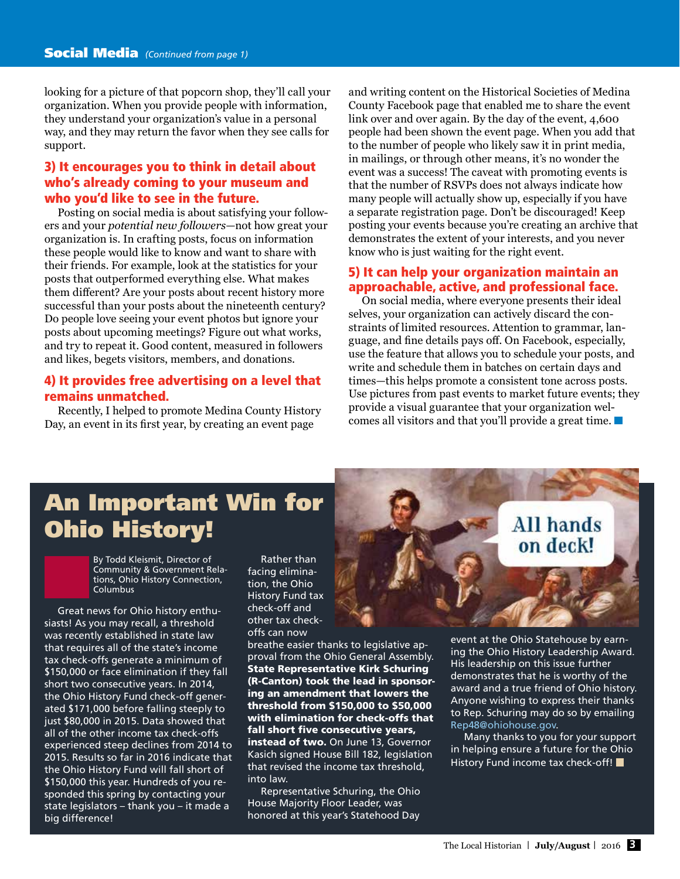## Social Media *(Continued from page 1)*

looking for a picture of that popcorn shop, they'll call your organization. When you provide people with information, they understand your organization's value in a personal way, and they may return the favor when they see calls for support.

### 3) It encourages you to think in detail about who's already coming to your museum and who you'd like to see in the future.

Posting on social media is about satisfying your followers and your *potential new followers*—not how great your organization is. In crafting posts, focus on information these people would like to know and want to share with their friends. For example, look at the statistics for your posts that outperformed everything else. What makes them different? Are your posts about recent history more successful than your posts about the nineteenth century? Do people love seeing your event photos but ignore your posts about upcoming meetings? Figure out what works, and try to repeat it. Good content, measured in followers and likes, begets visitors, members, and donations.

### 4) It provides free advertising on a level that remains unmatched.

Recently, I helped to promote Medina County History Day, an event in its first year, by creating an event page and writing content on the Historical Societies of Medina County Facebook page that enabled me to share the event link over and over again. By the day of the event, 4,600 people had been shown the event page. When you add that to the number of people who likely saw it in print media, in mailings, or through other means, it's no wonder the event was a success! The caveat with promoting events is that the number of RSVPs does not always indicate how many people will actually show up, especially if you have a separate registration page. Don't be discouraged! Keep posting your events because you're creating an archive that demonstrates the extent of your interests, and you never know who is just waiting for the right event.

### 5) It can help your organization maintain an approachable, active, and professional face.

On social media, where everyone presents their ideal selves, your organization can actively discard the constraints of limited resources. Attention to grammar, language, and fine details pays off. On Facebook, especially, use the feature that allows you to schedule your posts, and write and schedule them in batches on certain days and times—this helps promote a consistent tone across posts. Use pictures from past events to market future events; they provide a visual guarantee that your organization welcomes all visitors and that you'll provide a great time.

# An Important Win for Ohio History!

By Todd Kleismit, Director of Community & Government Relations, Ohio History Connection, Columbus

All hands on deck!

Great news for Ohio history enthusiasts! As you may recall, a threshold was recently established in state law that requires all of the state's income tax check-offs generate a minimum of $150,000 or face elimination if they fall short two consecutive years. In 2014, the Ohio History Fund check-off generated $171,000 before falling steeply to just $80,000 in 2015. Data showed that all of the other income tax check-offs experienced steep declines from 2014 to 2015. Results so far in 2016 indicate that the Ohio History Fund will fall short of $150,000 this year. Hundreds of you responded this spring by contacting your state legislators – thank you – it made a big difference!

Rather than facing elimination, the Ohio History Fund tax check-off and other tax check-offs can now breathe easier thanks to legislative approval from the Ohio General Assembly. **State Representative Kirk Schuring (R-Canton) took the lead in sponsoring an amendment that lowers the threshold from $150,000 to $50,000 with elimination for check-offs that fall short five consecutive years, instead of two.** On June 13, Governor Kasich signed House Bill 182, legislation that revised the income tax threshold, into law.

Representative Schuring, the Ohio House Majority Floor Leader, was honored at this year's Statehood Day event at the Ohio Statehouse by earning the Ohio History Leadership Award. His leadership on this issue further demonstrates that he is worthy of the award and a true friend of Ohio history. Anyone wishing to express their thanks to Rep. Schuring may do so by emailing Rep48@ohiohouse.gov.

Many thanks to you for your support in helping ensure a future for the Ohio History Fund income tax check-off!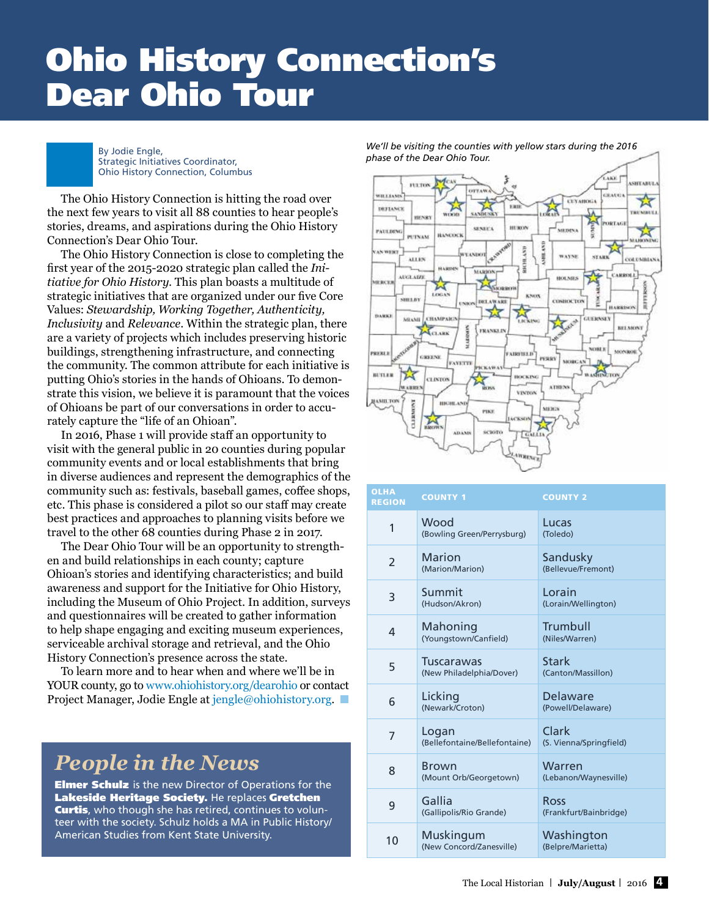# Ohio History Connection's Dear Ohio Tour

By Jodie Engle,
Strategic Initiatives Coordinator,
Ohio History Connection, Columbus

The Ohio History Connection is hitting the road over the next few years to visit all 88 counties to hear people's stories, dreams, and aspirations during the Ohio History Connection's Dear Ohio Tour.

The Ohio History Connection is close to completing the first year of the 2015-2020 strategic plan called the *Initiative for Ohio History*. This plan boasts a multitude of strategic initiatives that are organized under our five Core Values: *Stewardship, Working Together, Authenticity, Inclusivity* and *Relevance*. Within the strategic plan, there are a variety of projects which includes preserving historic buildings, strengthening infrastructure, and connecting the community. The common attribute for each initiative is putting Ohio's stories in the hands of Ohioans. To demonstrate this vision, we believe it is paramount that the voices of Ohioans be part of our conversations in order to accurately capture the "life of an Ohioan".

In 2016, Phase 1 will provide staff an opportunity to visit with the general public in 20 counties during popular community events and or local establishments that bring in diverse audiences and represent the demographics of the community such as: festivals, baseball games, coffee shops, etc. This phase is considered a pilot so our staff may create best practices and approaches to planning visits before we travel to the other 68 counties during Phase 2 in 2017.

The Dear Ohio Tour will be an opportunity to strengthen and build relationships in each county; capture Ohioan's stories and identifying characteristics; and build awareness and support for the Initiative for Ohio History, including the Museum of Ohio Project. In addition, surveys and questionnaires will be created to gather information to help shape engaging and exciting museum experiences, serviceable archival storage and retrieval, and the Ohio History Connection's presence across the state.

To learn more and to hear when and where we'll be in YOUR county, go to www.ohiohistory.org/dearohio or contact Project Manager, Jodie Engle at jengle@ohiohistory.org.

*We'll be visiting the counties with yellow stars during the 2016 phase of the Dear Ohio Tour.*

| OLHA REGION | COUNTY 1 | COUNTY 2 |
|---|---|---|
| 1 | Wood (Bowling Green/Perrysburg) | Lucas (Toledo) |
| 2 | Marion (Marion/Marion) | Sandusky (Bellevue/Fremont) |
| 3 | Summit (Hudson/Akron) | Lorain (Lorain/Wellington) |
| 4 | Mahoning (Youngstown/Canfield) | Trumbull (Niles/Warren) |
| 5 | Tuscarawas (New Philadelphia/Dover) | Stark (Canton/Massillon) |
| 6 | Licking (Newark/Croton) | Delaware (Powell/Delaware) |
| 7 | Logan (Bellefontaine/Bellefontaine) | Clark (S. Vienna/Springfield) |
| 8 | Brown (Mount Orb/Georgetown) | Warren (Lebanon/Waynesville) |
| 9 | Gallia (Gallipolis/Rio Grande) | Ross (Frankfurt/Bainbridge) |
| 10 | Muskingum (New Concord/Zanesville) | Washington (Belpre/Marietta) |

## *People in the News*

**Elmer Schulz** is the new Director of Operations for the **Lakeside Heritage Society.** He replaces **Gretchen Curtis**, who though she has retired, continues to volunteer with the society. Schulz holds a MA in Public History/ American Studies from Kent State University.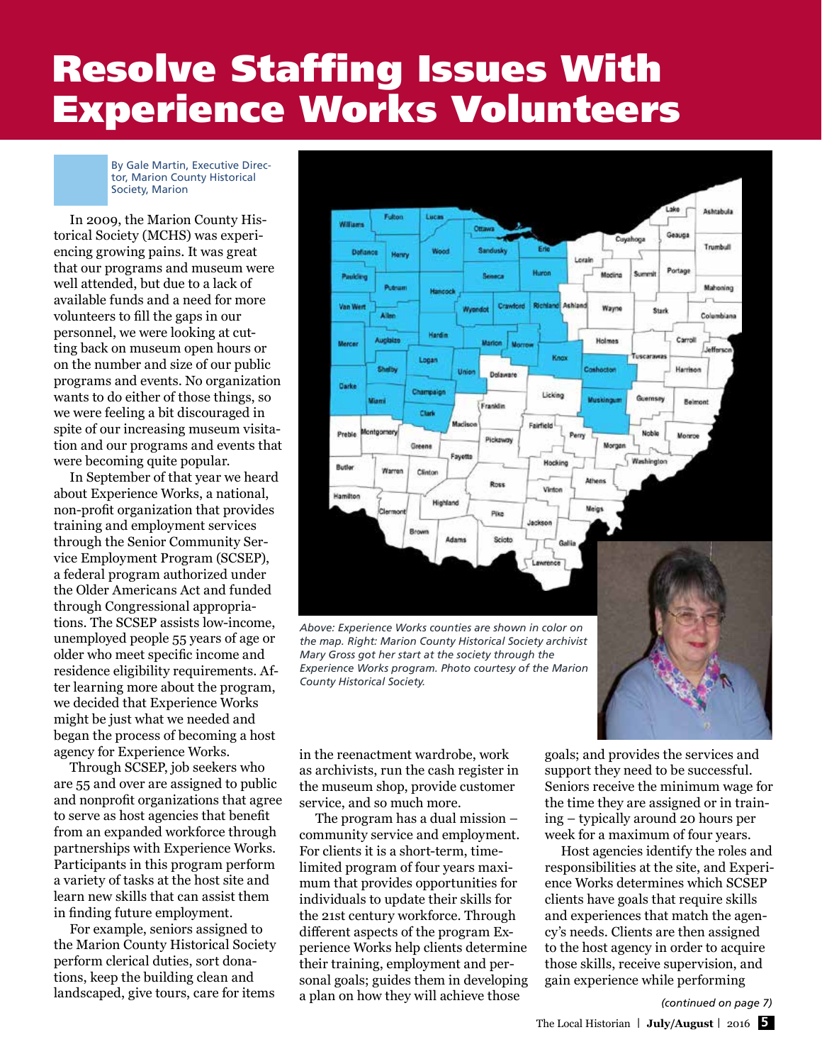# Resolve Staffing Issues With Experience Works Volunteers

By Gale Martin, Executive Director, Marion County Historical Society, Marion

In 2009, the Marion County Historical Society (MCHS) was experiencing growing pains. It was great that our programs and museum were well attended, but due to a lack of available funds and a need for more volunteers to fill the gaps in our personnel, we were looking at cutting back on museum open hours or on the number and size of our public programs and events. No organization wants to do either of those things, so we were feeling a bit discouraged in spite of our increasing museum visitation and our programs and events that were becoming quite popular.

In September of that year we heard about Experience Works, a national, non-profit organization that provides training and employment services through the Senior Community Service Employment Program (SCSEP), a federal program authorized under the Older Americans Act and funded through Congressional appropriations. The SCSEP assists low-income, unemployed people 55 years of age or older who meet specific income and residence eligibility requirements. After learning more about the program, we decided that Experience Works might be just what we needed and began the process of becoming a host agency for Experience Works.

Through SCSEP, job seekers who are 55 and over are assigned to public and nonprofit organizations that agree to serve as host agencies that benefit from an expanded workforce through partnerships with Experience Works. Participants in this program perform a variety of tasks at the host site and learn new skills that can assist them in finding future employment.

For example, seniors assigned to the Marion County Historical Society perform clerical duties, sort donations, keep the building clean and landscaped, give tours, care for items in the reenactment wardrobe, work as archivists, run the cash register in the museum shop, provide customer service, and so much more.

*Above: Experience Works counties are shown in color on the map. Right: Marion County Historical Society archivist Mary Gross got her start at the society through the Experience Works program. Photo courtesy of the Marion County Historical Society.*

The program has a dual mission – community service and employment. For clients it is a short-term, time-limited program of four years maximum that provides opportunities for individuals to update their skills for the 21st century workforce. Through different aspects of the program Experience Works help clients determine their training, employment and personal goals; guides them in developing a plan on how they will achieve those goals; and provides the services and support they need to be successful. Seniors receive the minimum wage for the time they are assigned or in training – typically around 20 hours per week for a maximum of four years.

Host agencies identify the roles and responsibilities at the site, and Experience Works determines which SCSEP clients have goals that require skills and experiences that match the agency's needs. Clients are then assigned to the host agency in order to acquire those skills, receive supervision, and gain experience while performing

*(continued on page 7)*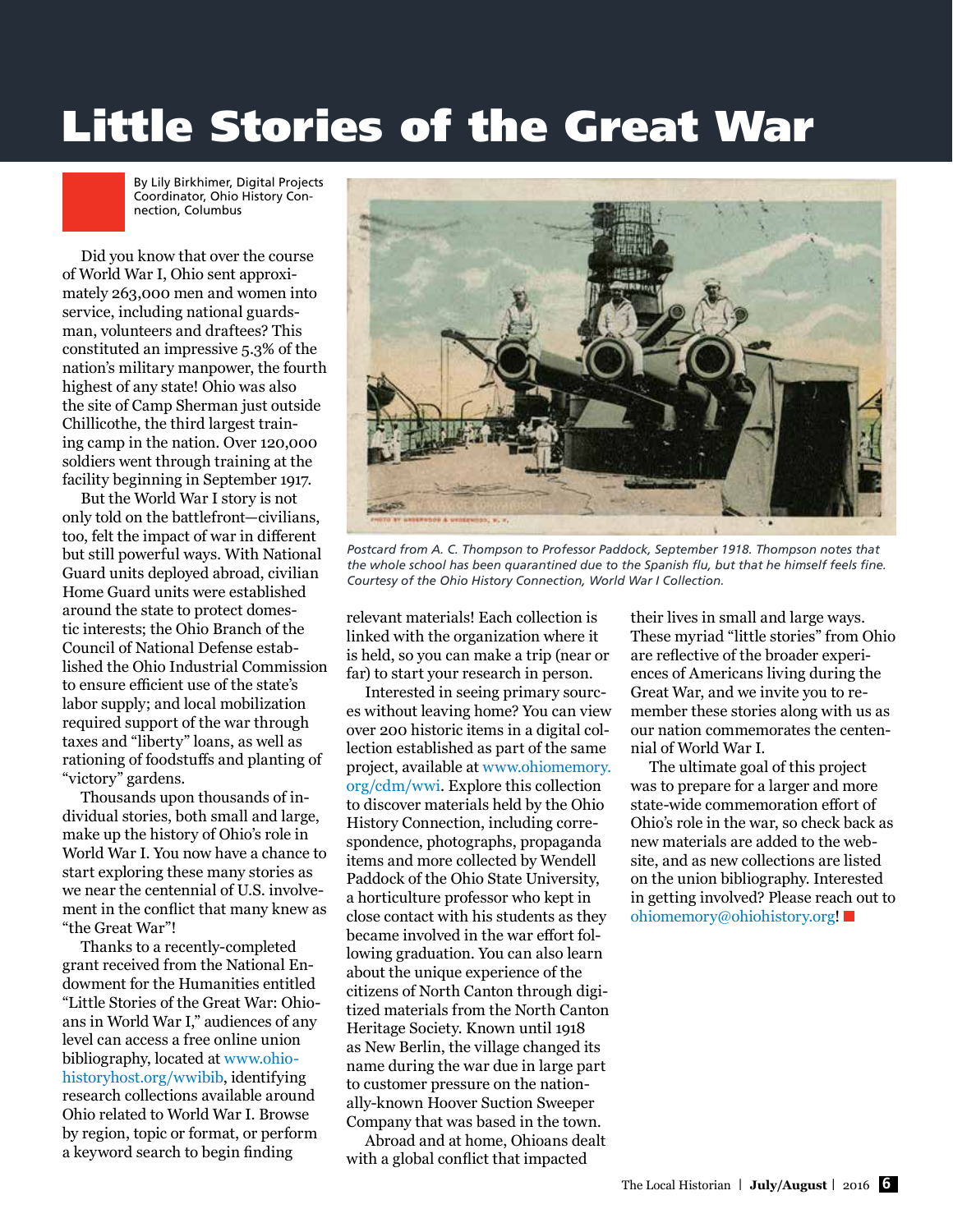# Little Stories of the Great War

By Lily Birkhimer, Digital Projects Coordinator, Ohio History Connection, Columbus

Did you know that over the course of World War I, Ohio sent approximately 263,000 men and women into service, including national guardsman, volunteers and draftees? This constituted an impressive 5.3% of the nation's military manpower, the fourth highest of any state! Ohio was also the site of Camp Sherman just outside Chillicothe, the third largest training camp in the nation. Over 120,000 soldiers went through training at the facility beginning in September 1917.

But the World War I story is not only told on the battlefront—civilians, too, felt the impact of war in different but still powerful ways. With National Guard units deployed abroad, civilian Home Guard units were established around the state to protect domestic interests; the Ohio Branch of the Council of National Defense established the Ohio Industrial Commission to ensure efficient use of the state's labor supply; and local mobilization required support of the war through taxes and "liberty" loans, as well as rationing of foodstuffs and planting of "victory" gardens.

Thousands upon thousands of individual stories, both small and large, make up the history of Ohio's role in World War I. You now have a chance to start exploring these many stories as we near the centennial of U.S. involvement in the conflict that many knew as "the Great War"!

Thanks to a recently-completed grant received from the National Endowment for the Humanities entitled "Little Stories of the Great War: Ohioans in World War I," audiences of any level can access a free online union bibliography, located at www.ohiohistoryhost.org/wwibib, identifying research collections available around Ohio related to World War I. Browse by region, topic or format, or perform a keyword search to begin finding relevant materials! Each collection is linked with the organization where it is held, so you can make a trip (near or far) to start your research in person.

*Postcard from A. C. Thompson to Professor Paddock, September 1918. Thompson notes that the whole school has been quarantined due to the Spanish flu, but that he himself feels fine. Courtesy of the Ohio History Connection, World War I Collection.*

Interested in seeing primary sources without leaving home? You can view over 200 historic items in a digital collection established as part of the same project, available at www.ohiomemory.org/cdm/wwi. Explore this collection to discover materials held by the Ohio History Connection, including correspondence, photographs, propaganda items and more collected by Wendell Paddock of the Ohio State University, a horticulture professor who kept in close contact with his students as they became involved in the war effort following graduation. You can also learn about the unique experience of the citizens of North Canton through digitized materials from the North Canton Heritage Society. Known until 1918 as New Berlin, the village changed its name during the war due in large part to customer pressure on the nationally-known Hoover Suction Sweeper Company that was based in the town.

Abroad and at home, Ohioans dealt with a global conflict that impacted their lives in small and large ways. These myriad "little stories" from Ohio are reflective of the broader experiences of Americans living during the Great War, and we invite you to remember these stories along with us as our nation commemorates the centennial of World War I.

The ultimate goal of this project was to prepare for a larger and more state-wide commemoration effort of Ohio's role in the war, so check back as new materials are added to the website, and as new collections are listed on the union bibliography. Interested in getting involved? Please reach out to ohiomemory@ohiohistory.org!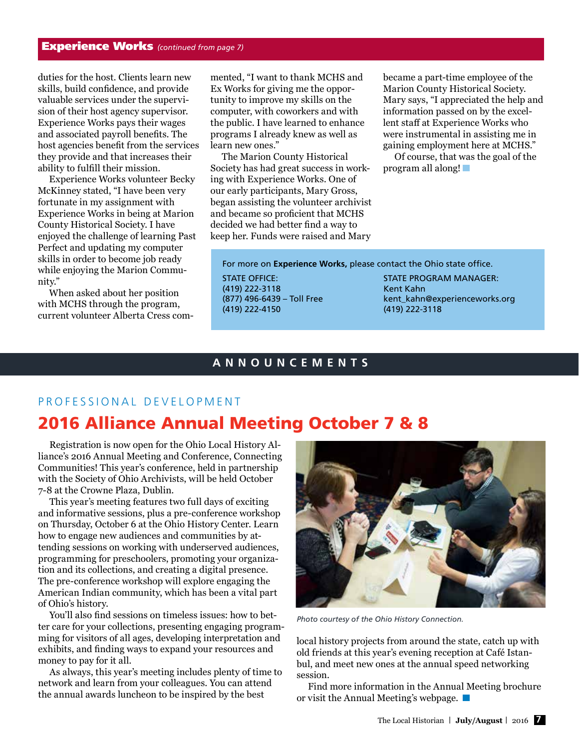## Experience Works *(continued from page 7)*

duties for the host. Clients learn new skills, build confidence, and provide valuable services under the supervision of their host agency supervisor. Experience Works pays their wages and associated payroll benefits. The host agencies benefit from the services they provide and that increases their ability to fulfill their mission.

Experience Works volunteer Becky McKinney stated, "I have been very fortunate in my assignment with Experience Works in being at Marion County Historical Society. I have enjoyed the challenge of learning Past Perfect and updating my computer skills in order to become job ready while enjoying the Marion Community."

When asked about her position with MCHS through the program, current volunteer Alberta Cress commented, "I want to thank MCHS and Ex Works for giving me the opportunity to improve my skills on the computer, with coworkers and with the public. I have learned to enhance programs I already knew as well as learn new ones."

The Marion County Historical Society has had great success in working with Experience Works. One of our early participants, Mary Gross, began assisting the volunteer archivist and became so proficient that MCHS decided we had better find a way to keep her. Funds were raised and Mary became a part-time employee of the Marion County Historical Society. Mary says, "I appreciated the help and information passed on by the excellent staff at Experience Works who were instrumental in assisting me in gaining employment here at MCHS."

Of course, that was the goal of the program all along!

For more on **Experience Works,** please contact the Ohio state office.

STATE OFFICE:
(419) 222-3118
(877) 496-6439 – Toll Free
(419) 222-4150

STATE PROGRAM MANAGER:
Kent Kahn
kent_kahn@experienceworks.org
(419) 222-3118

# ANNOUNCEMENTS

PROFESSIONAL DEVELOPMENT

## 2016 Alliance Annual Meeting October 7 & 8

Registration is now open for the Ohio Local History Alliance's 2016 Annual Meeting and Conference, Connecting Communities! This year's conference, held in partnership with the Society of Ohio Archivists, will be held October 7-8 at the Crowne Plaza, Dublin.

This year's meeting features two full days of exciting and informative sessions, plus a pre-conference workshop on Thursday, October 6 at the Ohio History Center. Learn how to engage new audiences and communities by attending sessions on working with underserved audiences, programming for preschoolers, promoting your organization and its collections, and creating a digital presence. The pre-conference workshop will explore engaging the American Indian community, which has been a vital part of Ohio's history.

You'll also find sessions on timeless issues: how to better care for your collections, presenting engaging programming for visitors of all ages, developing interpretation and exhibits, and finding ways to expand your resources and money to pay for it all.

As always, this year's meeting includes plenty of time to network and learn from your colleagues. You can attend the annual awards luncheon to be inspired by the best local history projects from around the state, catch up with old friends at this year's evening reception at Café Istanbul, and meet new ones at the annual speed networking session.

*Photo courtesy of the Ohio History Connection.*

Find more information in the Annual Meeting brochure or visit the Annual Meeting's webpage.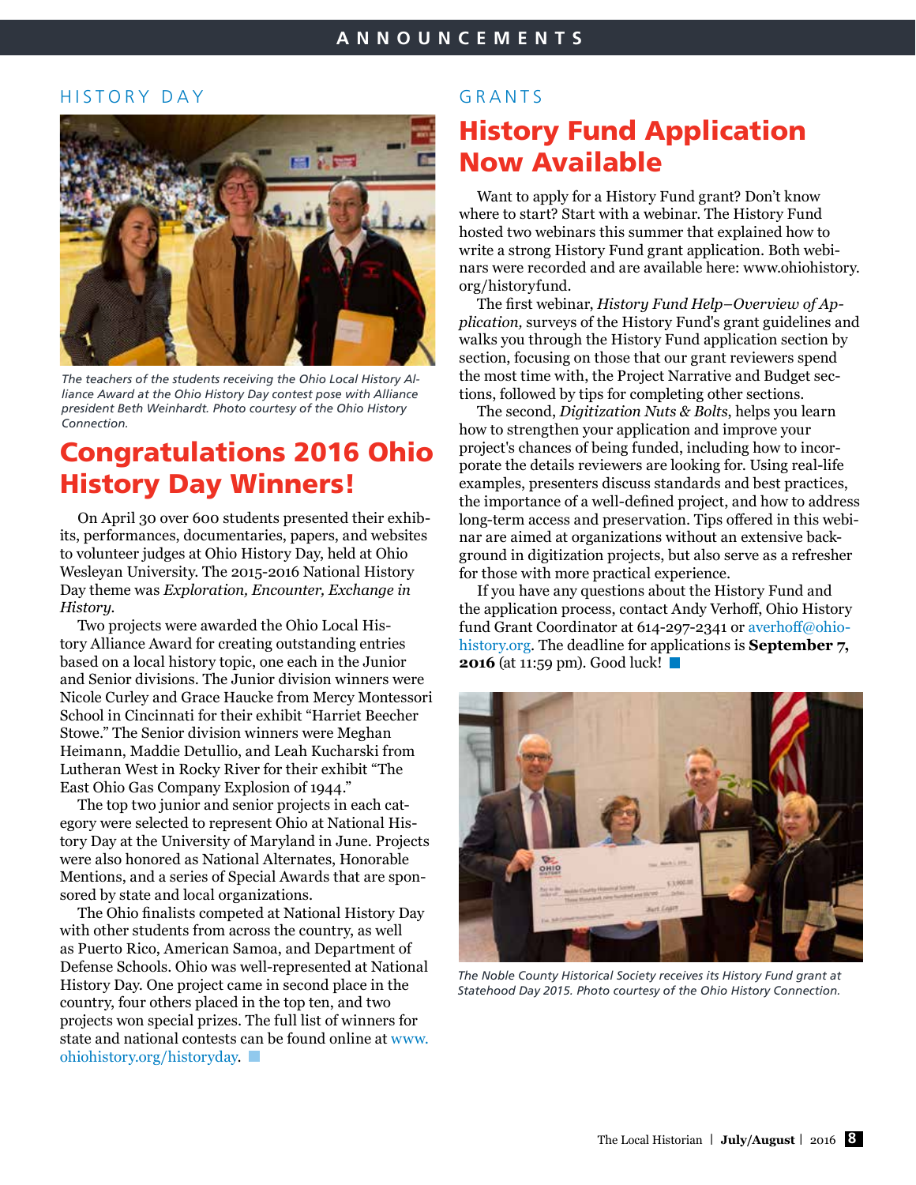## HISTORY DAY

The teachers of the students receiving the Ohio Local History Alliance Award at the Ohio History Day contest pose with Alliance president Beth Weinhardt. Photo courtesy of the Ohio History Connection.

# Congratulations 2016 Ohio History Day Winners!

On April 30 over 600 students presented their exhibits, performances, documentaries, papers, and websites to volunteer judges at Ohio History Day, held at Ohio Wesleyan University. The 2015-2016 National History Day theme was *Exploration, Encounter, Exchange in History.*

Two projects were awarded the Ohio Local History Alliance Award for creating outstanding entries based on a local history topic, one each in the Junior and Senior divisions. The Junior division winners were Nicole Curley and Grace Haucke from Mercy Montessori School in Cincinnati for their exhibit "Harriet Beecher Stowe." The Senior division winners were Meghan Heimann, Maddie Detullio, and Leah Kucharski from Lutheran West in Rocky River for their exhibit "The East Ohio Gas Company Explosion of 1944."

The top two junior and senior projects in each category were selected to represent Ohio at National History Day at the University of Maryland in June. Projects were also honored as National Alternates, Honorable Mentions, and a series of Special Awards that are sponsored by state and local organizations.

The Ohio finalists competed at National History Day with other students from across the country, as well as Puerto Rico, American Samoa, and Department of Defense Schools. Ohio was well-represented at National History Day. One project came in second place in the country, four others placed in the top ten, and two projects won special prizes. The full list of winners for state and national contests can be found online at www.ohiohistory.org/historyday.

## GRANTS

# History Fund Application Now Available

Want to apply for a History Fund grant? Don't know where to start? Start with a webinar. The History Fund hosted two webinars this summer that explained how to write a strong History Fund grant application. Both webinars were recorded and are available here: www.ohiohistory.org/historyfund.

The first webinar, *History Fund Help–Overview of Application,* surveys of the History Fund's grant guidelines and walks you through the History Fund application section by section, focusing on those that our grant reviewers spend the most time with, the Project Narrative and Budget sections, followed by tips for completing other sections.

The second, *Digitization Nuts & Bolts*, helps you learn how to strengthen your application and improve your project's chances of being funded, including how to incorporate the details reviewers are looking for. Using real-life examples, presenters discuss standards and best practices, the importance of a well-defined project, and how to address long-term access and preservation. Tips offered in this webinar are aimed at organizations without an extensive background in digitization projects, but also serve as a refresher for those with more practical experience.

If you have any questions about the History Fund and the application process, contact Andy Verhoff, Ohio History fund Grant Coordinator at 614-297-2341 or averhoff@ohiohistory.org. The deadline for applications is **September 7, 2016** (at 11:59 pm). Good luck!

The Noble County Historical Society receives its History Fund grant at Statehood Day 2015. Photo courtesy of the Ohio History Connection.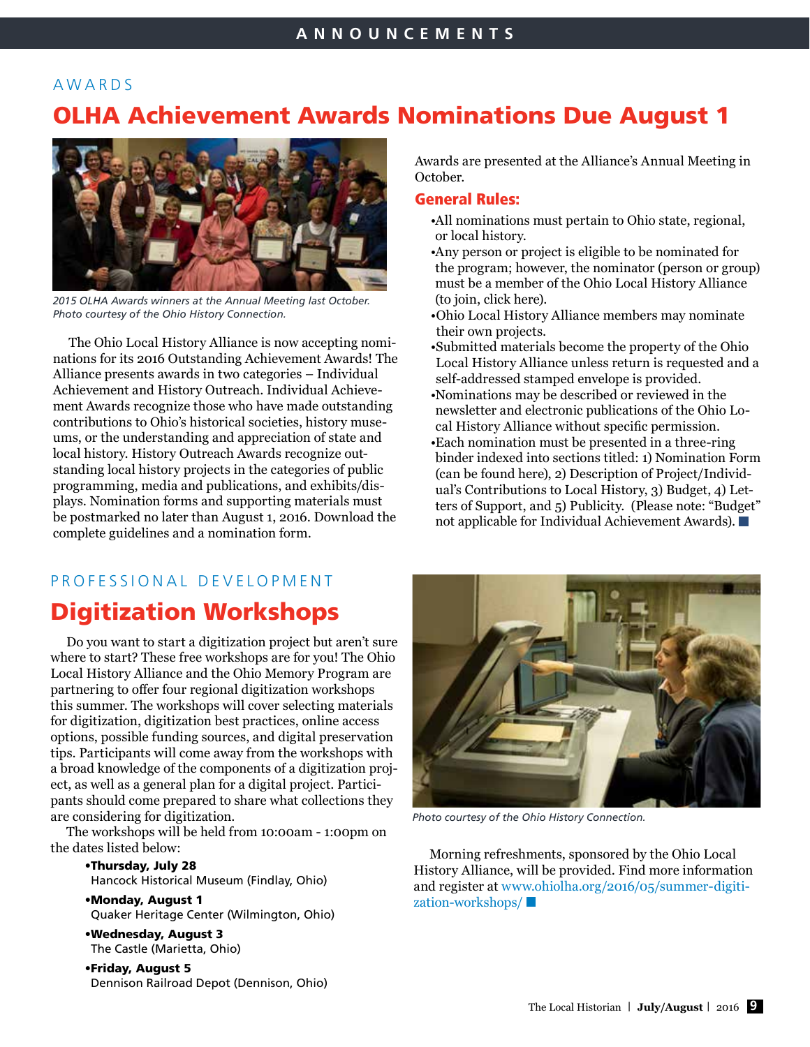AWARDS

# OLHA Achievement Awards Nominations Due August 1

*2015 OLHA Awards winners at the Annual Meeting last October. Photo courtesy of the Ohio History Connection.*

The Ohio Local History Alliance is now accepting nominations for its 2016 Outstanding Achievement Awards! The Alliance presents awards in two categories – Individual Achievement and History Outreach. Individual Achievement Awards recognize those who have made outstanding contributions to Ohio's historical societies, history museums, or the understanding and appreciation of state and local history. History Outreach Awards recognize outstanding local history projects in the categories of public programming, media and publications, and exhibits/displays. Nomination forms and supporting materials must be postmarked no later than August 1, 2016. Download the complete guidelines and a nomination form.

Awards are presented at the Alliance's Annual Meeting in October.

## General Rules:

- All nominations must pertain to Ohio state, regional, or local history.
- Any person or project is eligible to be nominated for the program; however, the nominator (person or group) must be a member of the Ohio Local History Alliance (to join, click here).
- Ohio Local History Alliance members may nominate their own projects.
- Submitted materials become the property of the Ohio Local History Alliance unless return is requested and a self-addressed stamped envelope is provided.
- Nominations may be described or reviewed in the newsletter and electronic publications of the Ohio Local History Alliance without specific permission.
- Each nomination must be presented in a three-ring binder indexed into sections titled: 1) Nomination Form (can be found here), 2) Description of Project/Individual's Contributions to Local History, 3) Budget, 4) Letters of Support, and 5) Publicity. (Please note: "Budget" not applicable for Individual Achievement Awards).

PROFESSIONAL DEVELOPMENT

# Digitization Workshops

Do you want to start a digitization project but aren't sure where to start? These free workshops are for you! The Ohio Local History Alliance and the Ohio Memory Program are partnering to offer four regional digitization workshops this summer. The workshops will cover selecting materials for digitization, digitization best practices, online access options, possible funding sources, and digital preservation tips. Participants will come away from the workshops with a broad knowledge of the components of a digitization project, as well as a general plan for a digital project. Participants should come prepared to share what collections they are considering for digitization.

The workshops will be held from 10:00am - 1:00pm on the dates listed below:

- **Thursday, July 28**
  Hancock Historical Museum (Findlay, Ohio)
- **Monday, August 1**
  Quaker Heritage Center (Wilmington, Ohio)
- **Wednesday, August 3**
  The Castle (Marietta, Ohio)
- **Friday, August 5**
  Dennison Railroad Depot (Dennison, Ohio)

*Photo courtesy of the Ohio History Connection.*

Morning refreshments, sponsored by the Ohio Local History Alliance, will be provided. Find more information and register at www.ohiolha.org/2016/05/summer-digitization-workshops/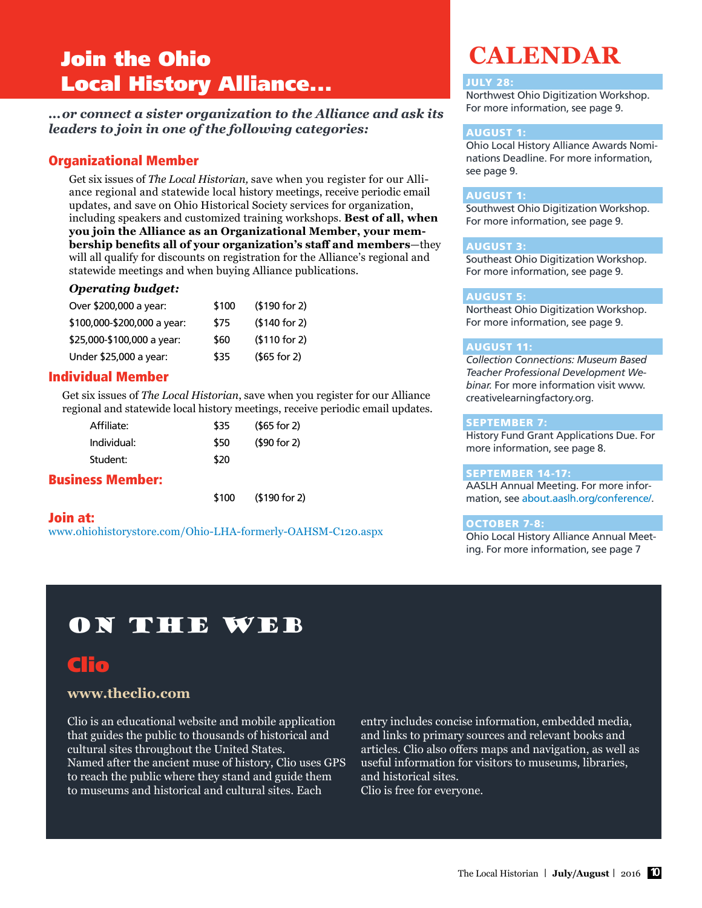# Join the Ohio Local History Alliance...

***...or connect a sister organization to the Alliance and ask its leaders to join in one of the following categories:***

## Organizational Member

Get six issues of *The Local Historian,* save when you register for our Alliance regional and statewide local history meetings, receive periodic email updates, and save on Ohio Historical Society services for organization, including speakers and customized training workshops. **Best of all, when you join the Alliance as an Organizational Member, your membership benefits all of your organization's staff and members**—they will all qualify for discounts on registration for the Alliance's regional and statewide meetings and when buying Alliance publications.

***Operating budget:***

| | | |
|---|---|---|
| Over $200,000 a year: | $100 | ($190 for 2) |
| $100,000-$200,000 a year: | $75 | ($140 for 2) |
| $25,000-$100,000 a year: | $60 | ($110 for 2) |
| Under $25,000 a year: | $35 | ($65 for 2) |

## Individual Member

Get six issues of *The Local Historian*, save when you register for our Alliance regional and statewide local history meetings, receive periodic email updates.

| | | |
|---|---|---|
| Affiliate: | $35 | ($65 for 2) |
| Individual: | $50 | ($90 for 2) |
| Student: | $20 | |

## Business Member:

$100 ($190 for 2)

## Join at:

www.ohiohistorystore.com/Ohio-LHA-formerly-OAHSM-C120.aspx

# CALENDAR

**JULY 28:**
Northwest Ohio Digitization Workshop. For more information, see page 9.

**AUGUST 1:**
Ohio Local History Alliance Awards Nominations Deadline. For more information, see page 9.

**AUGUST 1:**
Southwest Ohio Digitization Workshop. For more information, see page 9.

**AUGUST 3:**
Southeast Ohio Digitization Workshop. For more information, see page 9.

**AUGUST 5:**
Northeast Ohio Digitization Workshop. For more information, see page 9.

**AUGUST 11:**
*Collection Connections: Museum Based Teacher Professional Development Webinar.* For more information visit www.creativelearningfactory.org.

**SEPTEMBER 7:**
History Fund Grant Applications Due. For more information, see page 8.

**SEPTEMBER 14-17:**
AASLH Annual Meeting. For more information, see about.aaslh.org/conference/.

**OCTOBER 7-8:**
Ohio Local History Alliance Annual Meeting. For more information, see page 7

# ON THE WEB

## Clio

### www.theclio.com

Clio is an educational website and mobile application that guides the public to thousands of historical and cultural sites throughout the United States.
Named after the ancient muse of history, Clio uses GPS to reach the public where they stand and guide them to museums and historical and cultural sites. Each entry includes concise information, embedded media, and links to primary sources and relevant books and articles. Clio also offers maps and navigation, as well as useful information for visitors to museums, libraries, and historical sites.
Clio is free for everyone.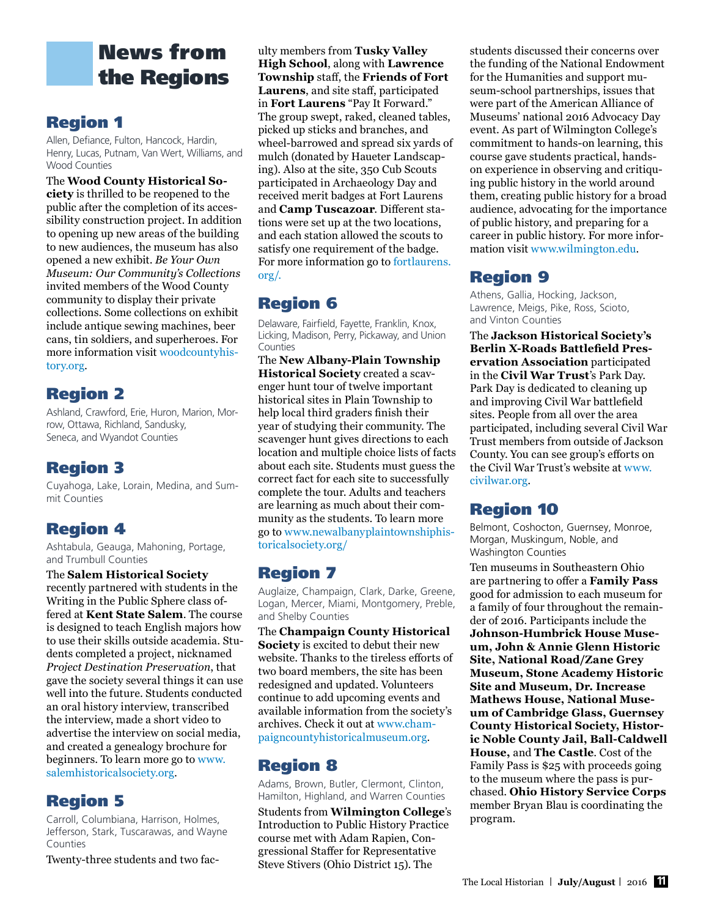# News from the Regions

## Region 1

Allen, Defiance, Fulton, Hancock, Hardin, Henry, Lucas, Putnam, Van Wert, Williams, and Wood Counties

The **Wood County Historical Society** is thrilled to be reopened to the public after the completion of its accessibility construction project. In addition to opening up new areas of the building to new audiences, the museum has also opened a new exhibit. *Be Your Own Museum: Our Community's Collections* invited members of the Wood County community to display their private collections. Some collections on exhibit include antique sewing machines, beer cans, tin soldiers, and superheroes. For more information visit woodcountyhistory.org.

## Region 2

Ashland, Crawford, Erie, Huron, Marion, Morrow, Ottawa, Richland, Sandusky, Seneca, and Wyandot Counties

## Region 3

Cuyahoga, Lake, Lorain, Medina, and Summit Counties

## Region 4

Ashtabula, Geauga, Mahoning, Portage, and Trumbull Counties

The **Salem Historical Society** recently partnered with students in the Writing in the Public Sphere class offered at **Kent State Salem**. The course is designed to teach English majors how to use their skills outside academia. Students completed a project, nicknamed *Project Destination Preservation*, that gave the society several things it can use well into the future. Students conducted an oral history interview, transcribed the interview, made a short video to advertise the interview on social media, and created a genealogy brochure for beginners. To learn more go to www.salemhistoricalsociety.org.

## Region 5

Carroll, Columbiana, Harrison, Holmes, Jefferson, Stark, Tuscarawas, and Wayne Counties

Twenty-three students and two faculty members from **Tusky Valley High School**, along with **Lawrence Township** staff, the **Friends of Fort Laurens**, and site staff, participated in **Fort Laurens** "Pay It Forward." The group swept, raked, cleaned tables, picked up sticks and branches, and wheel-barrowed and spread six yards of mulch (donated by Haueter Landscaping). Also at the site, 350 Cub Scouts participated in Archaeology Day and received merit badges at Fort Laurens and **Camp Tuscazoar**. Different stations were set up at the two locations, and each station allowed the scouts to satisfy one requirement of the badge. For more information go to fortlaurens.org/.

## Region 6

Delaware, Fairfield, Fayette, Franklin, Knox, Licking, Madison, Perry, Pickaway, and Union Counties

The **New Albany-Plain Township Historical Society** created a scavenger hunt tour of twelve important historical sites in Plain Township to help local third graders finish their year of studying their community. The scavenger hunt gives directions to each location and multiple choice lists of facts about each site. Students must guess the correct fact for each site to successfully complete the tour. Adults and teachers are learning as much about their community as the students. To learn more go to www.newalbanyplaintownshiphistoricalsociety.org/

## Region 7

Auglaize, Champaign, Clark, Darke, Greene, Logan, Mercer, Miami, Montgomery, Preble, and Shelby Counties

The **Champaign County Historical Society** is excited to debut their new website. Thanks to the tireless efforts of two board members, the site has been redesigned and updated. Volunteers continue to add upcoming events and available information from the society's archives. Check it out at www.champaigncountyhistoricalmuseum.org.

## Region 8

Adams, Brown, Butler, Clermont, Clinton, Hamilton, Highland, and Warren Counties

Students from **Wilmington College**'s Introduction to Public History Practice course met with Adam Rapien, Congressional Staffer for Representative Steve Stivers (Ohio District 15). The students discussed their concerns over the funding of the National Endowment for the Humanities and support museum-school partnerships, issues that were part of the American Alliance of Museums' national 2016 Advocacy Day event. As part of Wilmington College's commitment to hands-on learning, this course gave students practical, hands-on experience in observing and critiquing public history in the world around them, creating public history for a broad audience, advocating for the importance of public history, and preparing for a career in public history. For more information visit www.wilmington.edu.

## Region 9

Athens, Gallia, Hocking, Jackson, Lawrence, Meigs, Pike, Ross, Scioto, and Vinton Counties

The **Jackson Historical Society's Berlin X-Roads Battlefield Preservation Association** participated in the **Civil War Trust**'s Park Day. Park Day is dedicated to cleaning up and improving Civil War battlefield sites. People from all over the area participated, including several Civil War Trust members from outside of Jackson County. You can see group's efforts on the Civil War Trust's website at www.civilwar.org.

## Region 10

Belmont, Coshocton, Guernsey, Monroe, Morgan, Muskingum, Noble, and Washington Counties

Ten museums in Southeastern Ohio are partnering to offer a **Family Pass** good for admission to each museum for a family of four throughout the remainder of 2016. Participants include the **Johnson-Humbrick House Museum, John & Annie Glenn Historic Site, National Road/Zane Grey Museum, Stone Academy Historic Site and Museum, Dr. Increase Mathews House, National Museum of Cambridge Glass, Guernsey County Historical Society, Historic Noble County Jail, Ball-Caldwell House,** and **The Castle**. Cost of the Family Pass is $25 with proceeds going to the museum where the pass is purchased. **Ohio History Service Corps** member Bryan Blau is coordinating the program.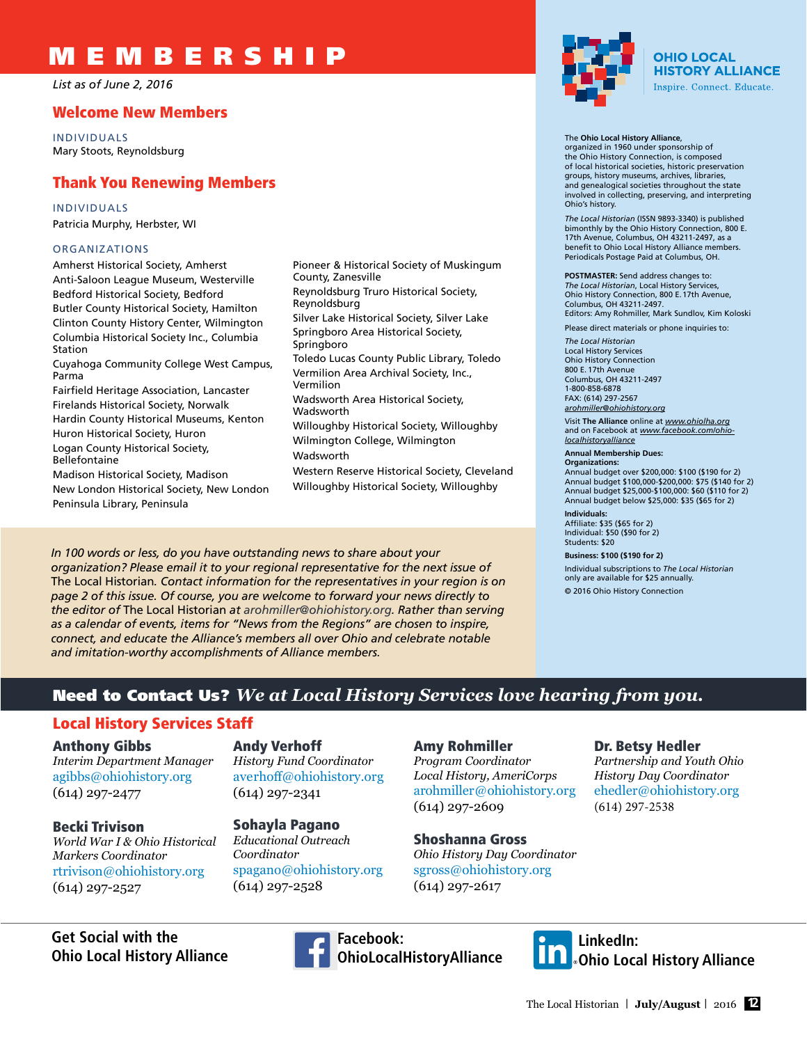# MEMBERSHIP

*List as of June 2, 2016*

## Welcome New Members

INDIVIDUALS

Mary Stoots, Reynoldsburg

## Thank You Renewing Members

INDIVIDUALS

Patricia Murphy, Herbster, WI

ORGANIZATIONS

Amherst Historical Society, Amherst
Anti-Saloon League Museum, Westerville
Bedford Historical Society, Bedford
Butler County Historical Society, Hamilton
Clinton County History Center, Wilmington
Columbia Historical Society Inc., Columbia Station
Cuyahoga Community College West Campus, Parma
Fairfield Heritage Association, Lancaster
Firelands Historical Society, Norwalk
Hardin County Historical Museums, Kenton
Huron Historical Society, Huron
Logan County Historical Society, Bellefontaine
Madison Historical Society, Madison
New London Historical Society, New London
Peninsula Library, Peninsula
Pioneer & Historical Society of Muskingum County, Zanesville
Reynoldsburg Truro Historical Society, Reynoldsburg
Silver Lake Historical Society, Silver Lake
Springboro Area Historical Society, Springboro
Toledo Lucas County Public Library, Toledo
Vermilion Area Archival Society, Inc., Vermilion
Wadsworth Area Historical Society, Wadsworth
Willoughby Historical Society, Willoughby
Wilmington College, Wilmington
Wadsworth
Western Reserve Historical Society, Cleveland
Willoughby Historical Society, Willoughby

*In 100 words or less, do you have outstanding news to share about your organization? Please email it to your regional representative for the next issue of* The Local Historian*. Contact information for the representatives in your region is on page 2 of this issue. Of course, you are welcome to forward your news directly to the editor of* The Local Historian *at arohmiller@ohiohistory.org. Rather than serving as a calendar of events, items for "News from the Regions" are chosen to inspire, connect, and educate the Alliance's members all over Ohio and celebrate notable and imitation-worthy accomplishments of Alliance members.*

OHIO LOCAL HISTORY ALLIANCE
Inspire. Connect. Educate.

The **Ohio Local History Alliance**, organized in 1960 under sponsorship of the Ohio History Connection, is composed of local historical societies, historic preservation groups, history museums, archives, libraries, and genealogical societies throughout the state involved in collecting, preserving, and interpreting Ohio's history.

*The Local Historian* (ISSN 9893-3340) is published bimonthly by the Ohio History Connection, 800 E. 17th Avenue, Columbus, OH 43211-2497, as a benefit to Ohio Local History Alliance members. Periodicals Postage Paid at Columbus, OH.

**POSTMASTER:** Send address changes to: *The Local Historian*, Local History Services, Ohio History Connection, 800 E. 17th Avenue, Columbus, OH 43211-2497.
Editors: Amy Rohmiller, Mark Sundlov, Kim Koloski

Please direct materials or phone inquiries to:

*The Local Historian*
Local History Services
Ohio History Connection
800 E. 17th Avenue
Columbus, OH 43211-2497
1-800-858-6878
FAX: (614) 297-2567
arohmiller@ohiohistory.org

Visit **The Alliance** online at www.ohiolha.org and on Facebook at www.facebook.com/ohio-localhistoryalliance

**Annual Membership Dues:**
**Organizations:**
Annual budget over $200,000: $100 ($190 for 2)
Annual budget $100,000-$200,000: $75 ($140 for 2)
Annual budget $25,000-$100,000: $60 ($110 for 2)
Annual budget below $25,000: $35 ($65 for 2)

**Individuals:**
Affiliate: $35 ($65 for 2)
Individual: $50 ($90 for 2)
Students: $20

**Business: $100 ($190 for 2)**

Individual subscriptions to *The Local Historian* only are available for $25 annually.

© 2016 Ohio History Connection

## Need to Contact Us? *We at Local History Services love hearing from you.*

### Local History Services Staff

**Anthony Gibbs**
*Interim Department Manager*
agibbs@ohiohistory.org
(614) 297-2477

**Andy Verhoff**
*History Fund Coordinator*
averhoff@ohiohistory.org
(614) 297-2341

**Amy Rohmiller**
*Program Coordinator*
*Local History, AmeriCorps*
arohmiller@ohiohistory.org
(614) 297-2609

**Dr. Betsy Hedler**
*Partnership and Youth Ohio History Day Coordinator*
ehedler@ohiohistory.org
(614) 297-2538

**Becki Trivison**
*World War I & Ohio Historical Markers Coordinator*
rtrivison@ohiohistory.org
(614) 297-2527

**Sohayla Pagano**
*Educational Outreach Coordinator*
spagano@ohiohistory.org
(614) 297-2528

**Shoshanna Gross**
*Ohio History Day Coordinator*
sgross@ohiohistory.org
(614) 297-2617

**Get Social with the Ohio Local History Alliance**

Facebook: OhioLocalHistoryAlliance

LinkedIn: Ohio Local History Alliance